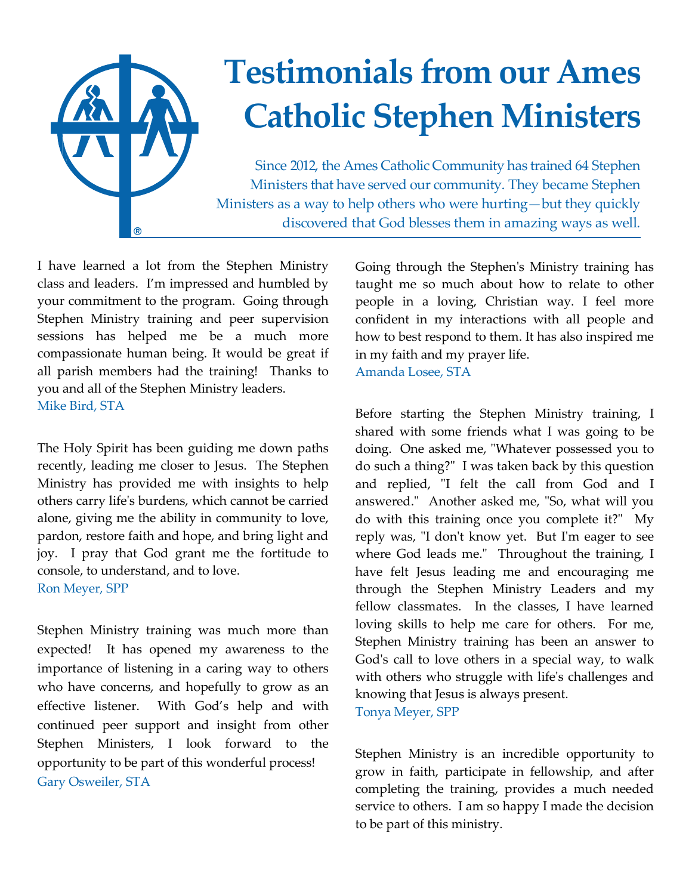# Testimonials from our Ames Catholic Stephen Ministers

Since 2012, the Ames Catholic Community has trained 64 Stephen Ministers that have served our community. They became Stephen Ministers as a way to help others who were hurting—but they quickly discovered that God blesses them in amazing ways as well.

I have learned a lot from the Stephen Ministry class and leaders. I'm impressed and humbled by your commitment to the program. Going through Stephen Ministry training and peer supervision sessions has helped me be a much more compassionate human being. It would be great if all parish members had the training! Thanks to you and all of the Stephen Ministry leaders.
Mike Bird, STA

The Holy Spirit has been guiding me down paths recently, leading me closer to Jesus. The Stephen Ministry has provided me with insights to help others carry life's burdens, which cannot be carried alone, giving me the ability in community to love, pardon, restore faith and hope, and bring light and joy. I pray that God grant me the fortitude to console, to understand, and to love.
Ron Meyer, SPP

Stephen Ministry training was much more than expected! It has opened my awareness to the importance of listening in a caring way to others who have concerns, and hopefully to grow as an effective listener. With God's help and with continued peer support and insight from other Stephen Ministers, I look forward to the opportunity to be part of this wonderful process!
Gary Osweiler, STA

Going through the Stephen's Ministry training has taught me so much about how to relate to other people in a loving, Christian way. I feel more confident in my interactions with all people and how to best respond to them. It has also inspired me in my faith and my prayer life.
Amanda Losee, STA

Before starting the Stephen Ministry training, I shared with some friends what I was going to be doing. One asked me, "Whatever possessed you to do such a thing?" I was taken back by this question and replied, "I felt the call from God and I answered." Another asked me, "So, what will you do with this training once you complete it?" My reply was, "I don't know yet. But I'm eager to see where God leads me." Throughout the training, I have felt Jesus leading me and encouraging me through the Stephen Ministry Leaders and my fellow classmates. In the classes, I have learned loving skills to help me care for others. For me, Stephen Ministry training has been an answer to God's call to love others in a special way, to walk with others who struggle with life's challenges and knowing that Jesus is always present.
Tonya Meyer, SPP

Stephen Ministry is an incredible opportunity to grow in faith, participate in fellowship, and after completing the training, provides a much needed service to others. I am so happy I made the decision to be part of this ministry.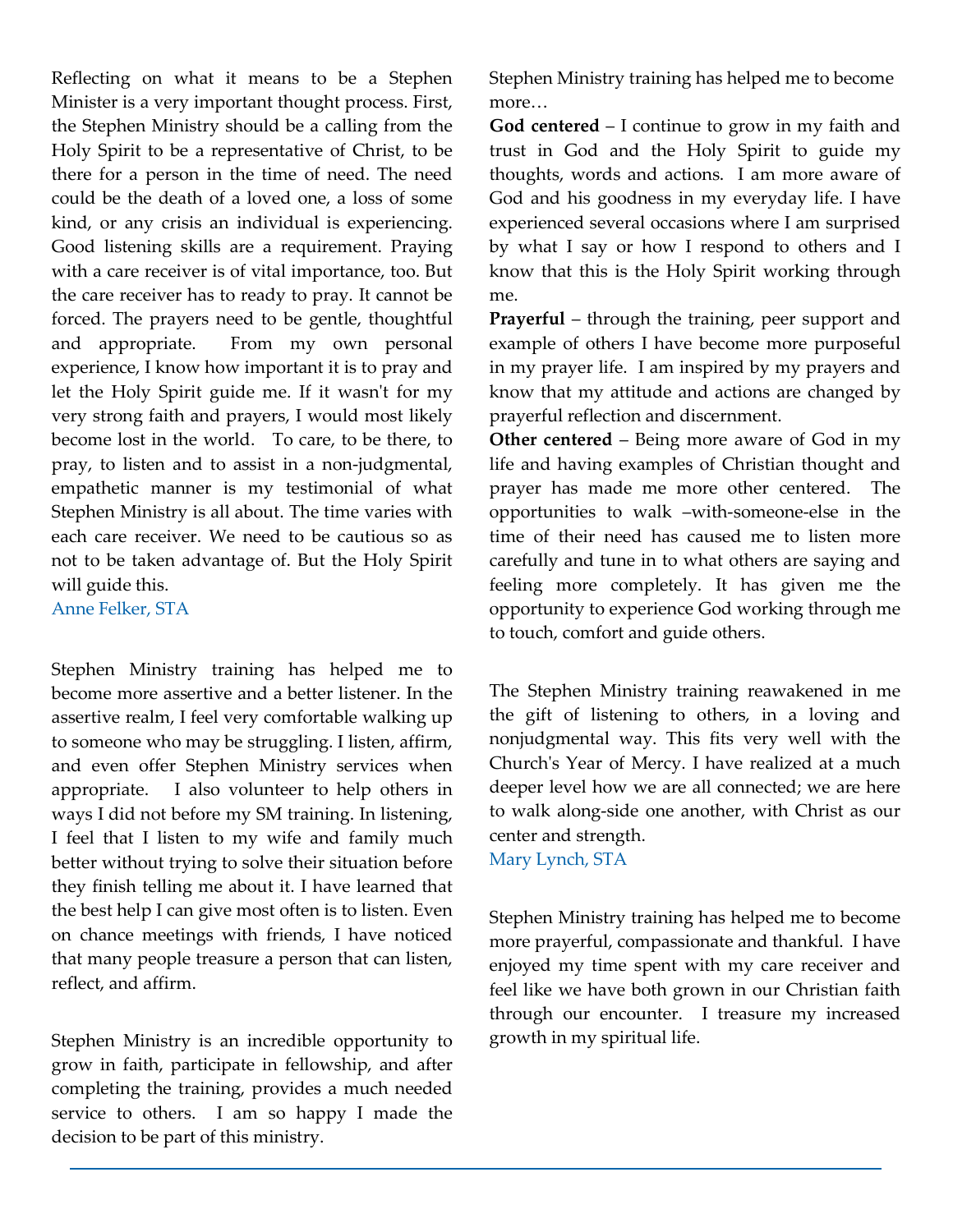Reflecting on what it means to be a Stephen Minister is a very important thought process. First, the Stephen Ministry should be a calling from the Holy Spirit to be a representative of Christ, to be there for a person in the time of need. The need could be the death of a loved one, a loss of some kind, or any crisis an individual is experiencing. Good listening skills are a requirement. Praying with a care receiver is of vital importance, too. But the care receiver has to ready to pray. It cannot be forced. The prayers need to be gentle, thoughtful and appropriate. From my own personal experience, I know how important it is to pray and let the Holy Spirit guide me. If it wasn't for my very strong faith and prayers, I would most likely become lost in the world. To care, to be there, to pray, to listen and to assist in a non-judgmental, empathetic manner is my testimonial of what Stephen Ministry is all about. The time varies with each care receiver. We need to be cautious so as not to be taken advantage of. But the Holy Spirit will guide this.

Anne Felker, STA

Stephen Ministry training has helped me to become more assertive and a better listener. In the assertive realm, I feel very comfortable walking up to someone who may be struggling. I listen, affirm, and even offer Stephen Ministry services when appropriate. I also volunteer to help others in ways I did not before my SM training. In listening, I feel that I listen to my wife and family much better without trying to solve their situation before they finish telling me about it. I have learned that the best help I can give most often is to listen. Even on chance meetings with friends, I have noticed that many people treasure a person that can listen, reflect, and affirm.

Stephen Ministry is an incredible opportunity to grow in faith, participate in fellowship, and after completing the training, provides a much needed service to others. I am so happy I made the decision to be part of this ministry.

Stephen Ministry training has helped me to become more…

**God centered** – I continue to grow in my faith and trust in God and the Holy Spirit to guide my thoughts, words and actions. I am more aware of God and his goodness in my everyday life. I have experienced several occasions where I am surprised by what I say or how I respond to others and I know that this is the Holy Spirit working through me.

**Prayerful** – through the training, peer support and example of others I have become more purposeful in my prayer life. I am inspired by my prayers and know that my attitude and actions are changed by prayerful reflection and discernment.

**Other centered** – Being more aware of God in my life and having examples of Christian thought and prayer has made me more other centered. The opportunities to walk –with-someone-else in the time of their need has caused me to listen more carefully and tune in to what others are saying and feeling more completely. It has given me the opportunity to experience God working through me to touch, comfort and guide others.

The Stephen Ministry training reawakened in me the gift of listening to others, in a loving and nonjudgmental way. This fits very well with the Church's Year of Mercy. I have realized at a much deeper level how we are all connected; we are here to walk along-side one another, with Christ as our center and strength.

Mary Lynch, STA

Stephen Ministry training has helped me to become more prayerful, compassionate and thankful. I have enjoyed my time spent with my care receiver and feel like we have both grown in our Christian faith through our encounter. I treasure my increased growth in my spiritual life.